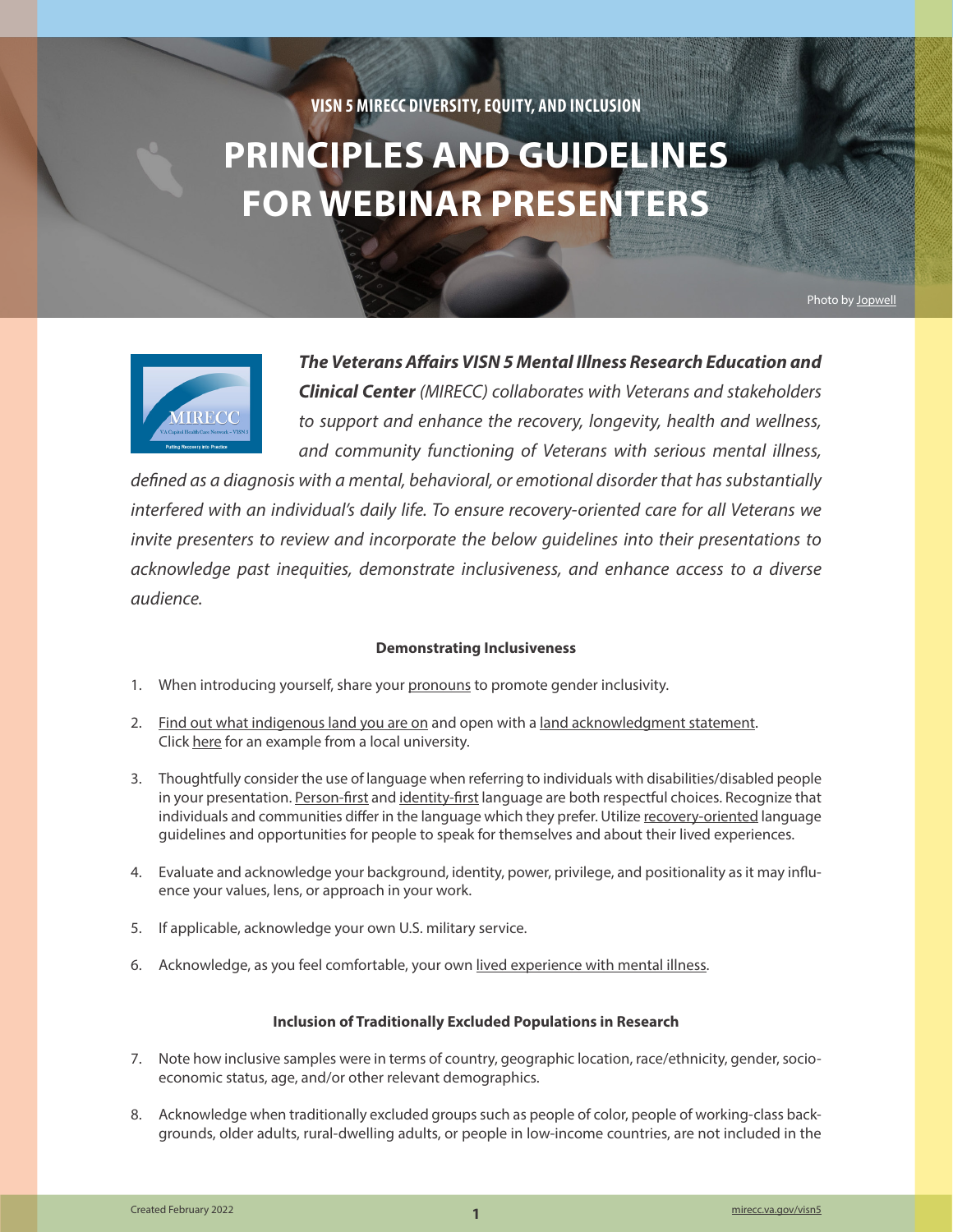VISN 5 MIRECC DIVERSITY, EQUITY, AND INCLUSION

# PRINCIPLES AND GUIDELINES FOR WEBINAR PRESENTERS

Photo by Jopwell

***The Veterans Affairs VISN 5 Mental Illness Research Education and Clinical Center*** *(MIRECC) collaborates with Veterans and stakeholders to support and enhance the recovery, longevity, health and wellness, and community functioning of Veterans with serious mental illness, defined as a diagnosis with a mental, behavioral, or emotional disorder that has substantially interfered with an individual's daily life. To ensure recovery-oriented care for all Veterans we invite presenters to review and incorporate the below guidelines into their presentations to acknowledge past inequities, demonstrate inclusiveness, and enhance access to a diverse audience.*

### Demonstrating Inclusiveness

1. When introducing yourself, share your pronouns to promote gender inclusivity.
2. Find out what indigenous land you are on and open with a land acknowledgment statement. Click here for an example from a local university.
3. Thoughtfully consider the use of language when referring to individuals with disabilities/disabled people in your presentation. Person-first and identity-first language are both respectful choices. Recognize that individuals and communities differ in the language which they prefer. Utilize recovery-oriented language guidelines and opportunities for people to speak for themselves and about their lived experiences.
4. Evaluate and acknowledge your background, identity, power, privilege, and positionality as it may influence your values, lens, or approach in your work.
5. If applicable, acknowledge your own U.S. military service.
6. Acknowledge, as you feel comfortable, your own lived experience with mental illness.

### Inclusion of Traditionally Excluded Populations in Research

7. Note how inclusive samples were in terms of country, geographic location, race/ethnicity, gender, socioeconomic status, age, and/or other relevant demographics.
8. Acknowledge when traditionally excluded groups such as people of color, people of working-class backgrounds, older adults, rural-dwelling adults, or people in low-income countries, are not included in the

Created February 2022

mirecc.va.gov/visn5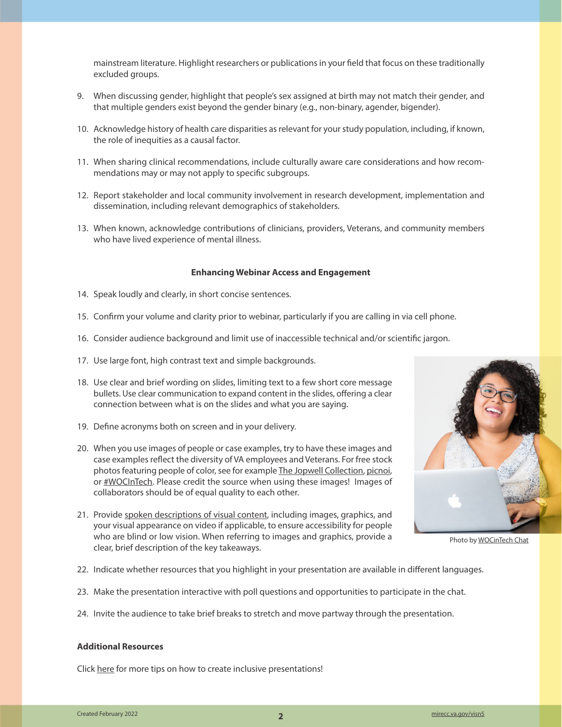mainstream literature. Highlight researchers or publications in your field that focus on these traditionally excluded groups.

9. When discussing gender, highlight that people's sex assigned at birth may not match their gender, and that multiple genders exist beyond the gender binary (e.g., non-binary, agender, bigender).

10. Acknowledge history of health care disparities as relevant for your study population, including, if known, the role of inequities as a causal factor.

11. When sharing clinical recommendations, include culturally aware care considerations and how recommendations may or may not apply to specific subgroups.

12. Report stakeholder and local community involvement in research development, implementation and dissemination, including relevant demographics of stakeholders.

13. When known, acknowledge contributions of clinicians, providers, Veterans, and community members who have lived experience of mental illness.

**Enhancing Webinar Access and Engagement**

14. Speak loudly and clearly, in short concise sentences.

15. Confirm your volume and clarity prior to webinar, particularly if you are calling in via cell phone.

16. Consider audience background and limit use of inaccessible technical and/or scientific jargon.

17. Use large font, high contrast text and simple backgrounds.

18. Use clear and brief wording on slides, limiting text to a few short core message bullets. Use clear communication to expand content in the slides, offering a clear connection between what is on the slides and what you are saying.

19. Define acronyms both on screen and in your delivery.

20. When you use images of people or case examples, try to have these images and case examples reflect the diversity of VA employees and Veterans. For free stock photos featuring people of color, see for example The Jopwell Collection, picnoi, or #WOCInTech. Please credit the source when using these images! Images of collaborators should be of equal quality to each other.

21. Provide spoken descriptions of visual content, including images, graphics, and your visual appearance on video if applicable, to ensure accessibility for people who are blind or low vision. When referring to images and graphics, provide a clear, brief description of the key takeaways.

Photo by WOCinTech Chat

22. Indicate whether resources that you highlight in your presentation are available in different languages.

23. Make the presentation interactive with poll questions and opportunities to participate in the chat.

24. Invite the audience to take brief breaks to stretch and move partway through the presentation.

**Additional Resources**

Click here for more tips on how to create inclusive presentations!

Created February 2022

mirecc.va.gov/visn5